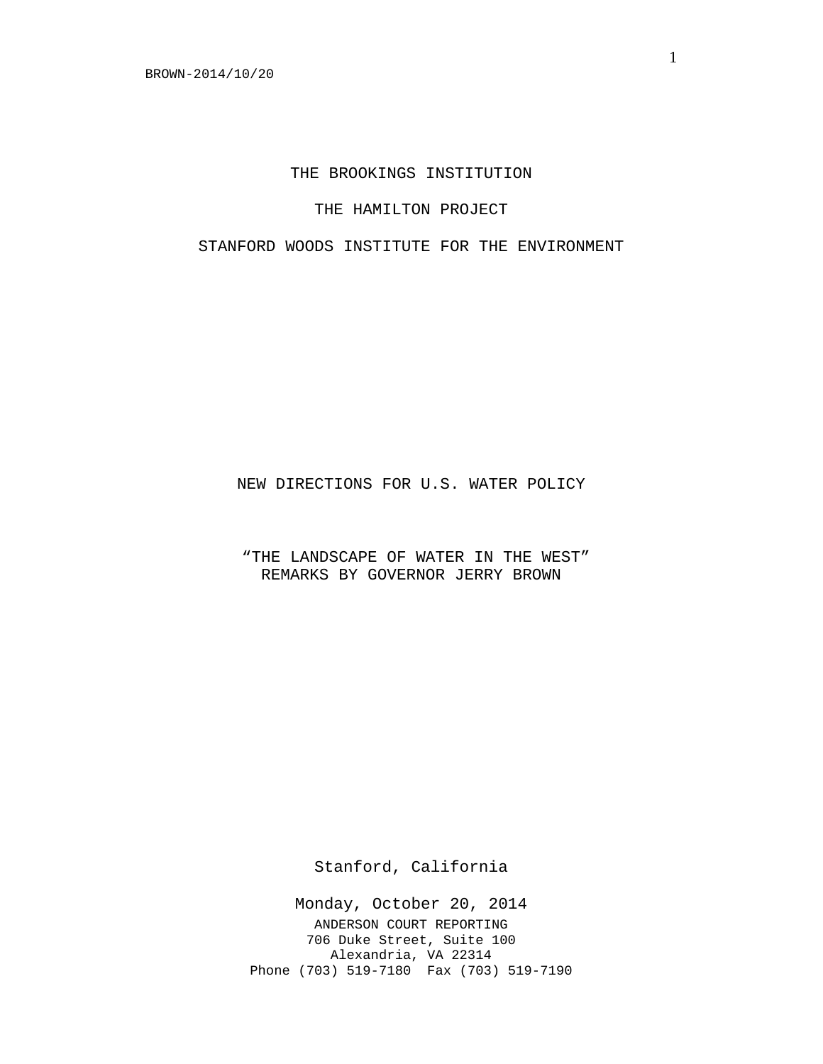THE BROOKINGS INSTITUTION

THE HAMILTON PROJECT

STANFORD WOODS INSTITUTE FOR THE ENVIRONMENT

# NEW DIRECTIONS FOR U.S. WATER POLICY

## "THE LANDSCAPE OF WATER IN THE WEST"
## REMARKS BY GOVERNOR JERRY BROWN

Stanford, California

Monday, October 20, 2014

ANDERSON COURT REPORTING
706 Duke Street, Suite 100
Alexandria, VA 22314
Phone (703) 519-7180 Fax (703) 519-7190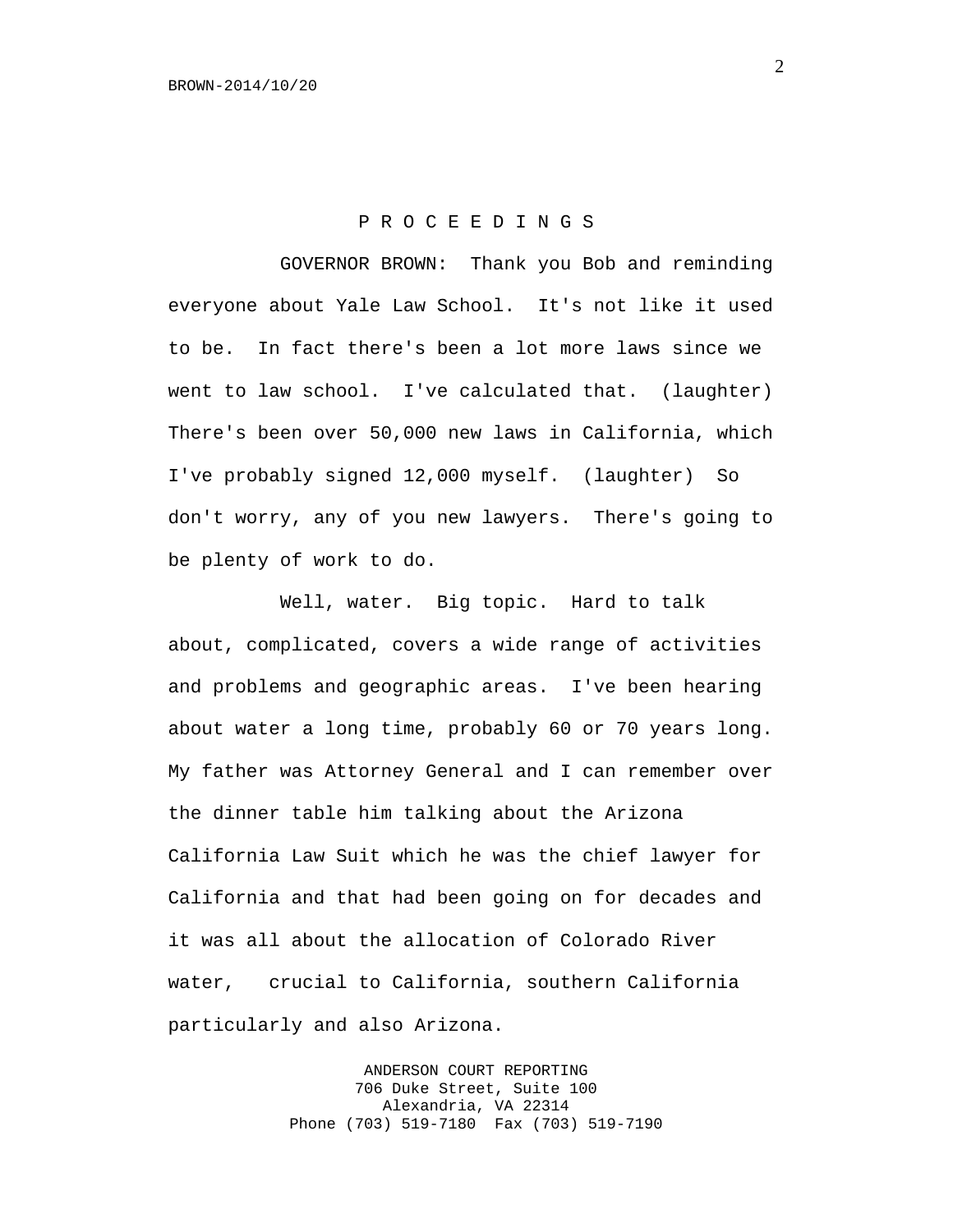P R O C E E D I N G S

GOVERNOR BROWN: Thank you Bob and reminding everyone about Yale Law School. It's not like it used to be. In fact there's been a lot more laws since we went to law school. I've calculated that. (laughter) There's been over 50,000 new laws in California, which I've probably signed 12,000 myself. (laughter) So don't worry, any of you new lawyers. There's going to be plenty of work to do.

Well, water. Big topic. Hard to talk about, complicated, covers a wide range of activities and problems and geographic areas. I've been hearing about water a long time, probably 60 or 70 years long. My father was Attorney General and I can remember over the dinner table him talking about the Arizona California Law Suit which he was the chief lawyer for California and that had been going on for decades and it was all about the allocation of Colorado River water, crucial to California, southern California particularly and also Arizona.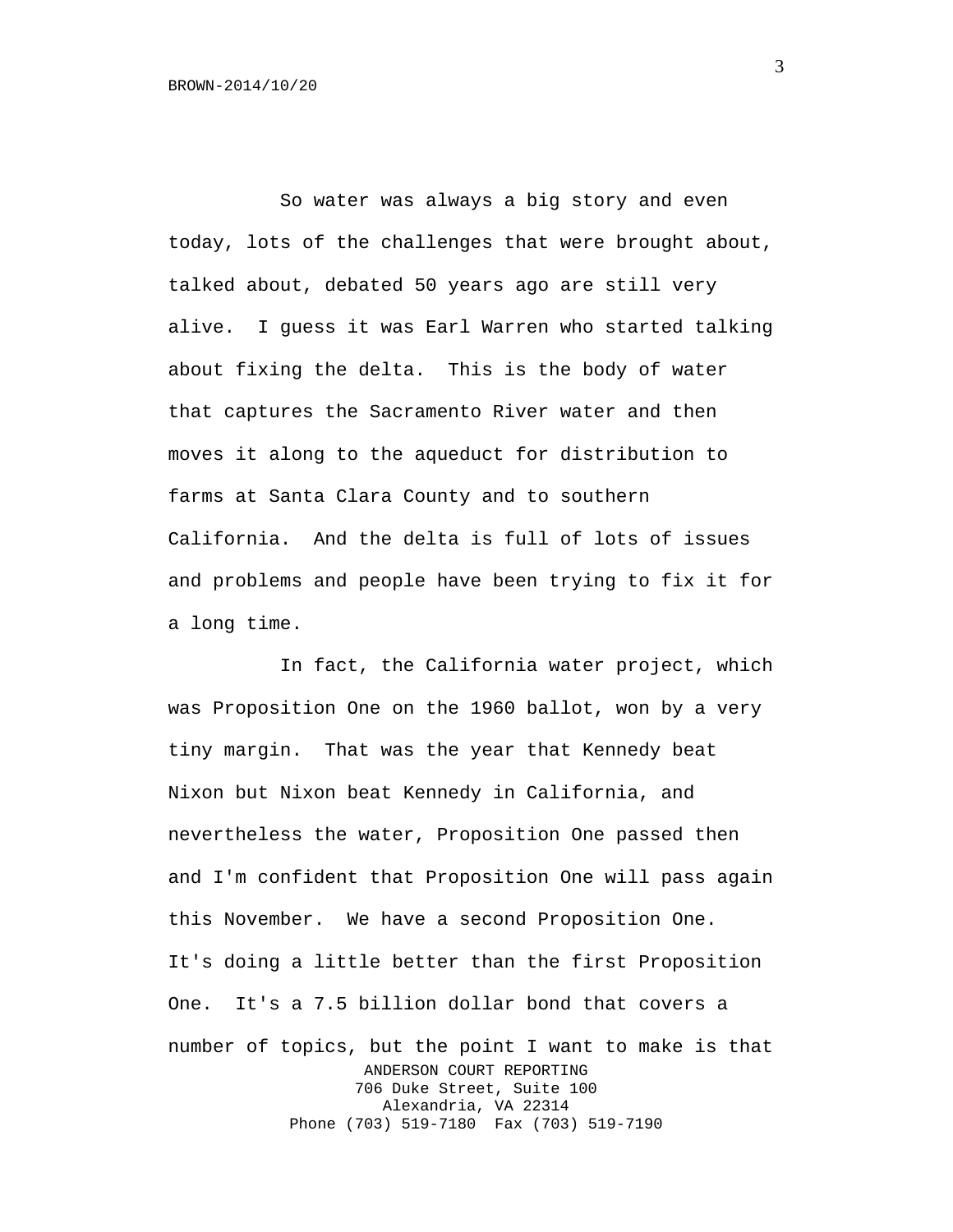So water was always a big story and even today, lots of the challenges that were brought about, talked about, debated 50 years ago are still very alive. I guess it was Earl Warren who started talking about fixing the delta. This is the body of water that captures the Sacramento River water and then moves it along to the aqueduct for distribution to farms at Santa Clara County and to southern California. And the delta is full of lots of issues and problems and people have been trying to fix it for a long time.

In fact, the California water project, which was Proposition One on the 1960 ballot, won by a very tiny margin. That was the year that Kennedy beat Nixon but Nixon beat Kennedy in California, and nevertheless the water, Proposition One passed then and I'm confident that Proposition One will pass again this November. We have a second Proposition One. It's doing a little better than the first Proposition One. It's a 7.5 billion dollar bond that covers a number of topics, but the point I want to make is that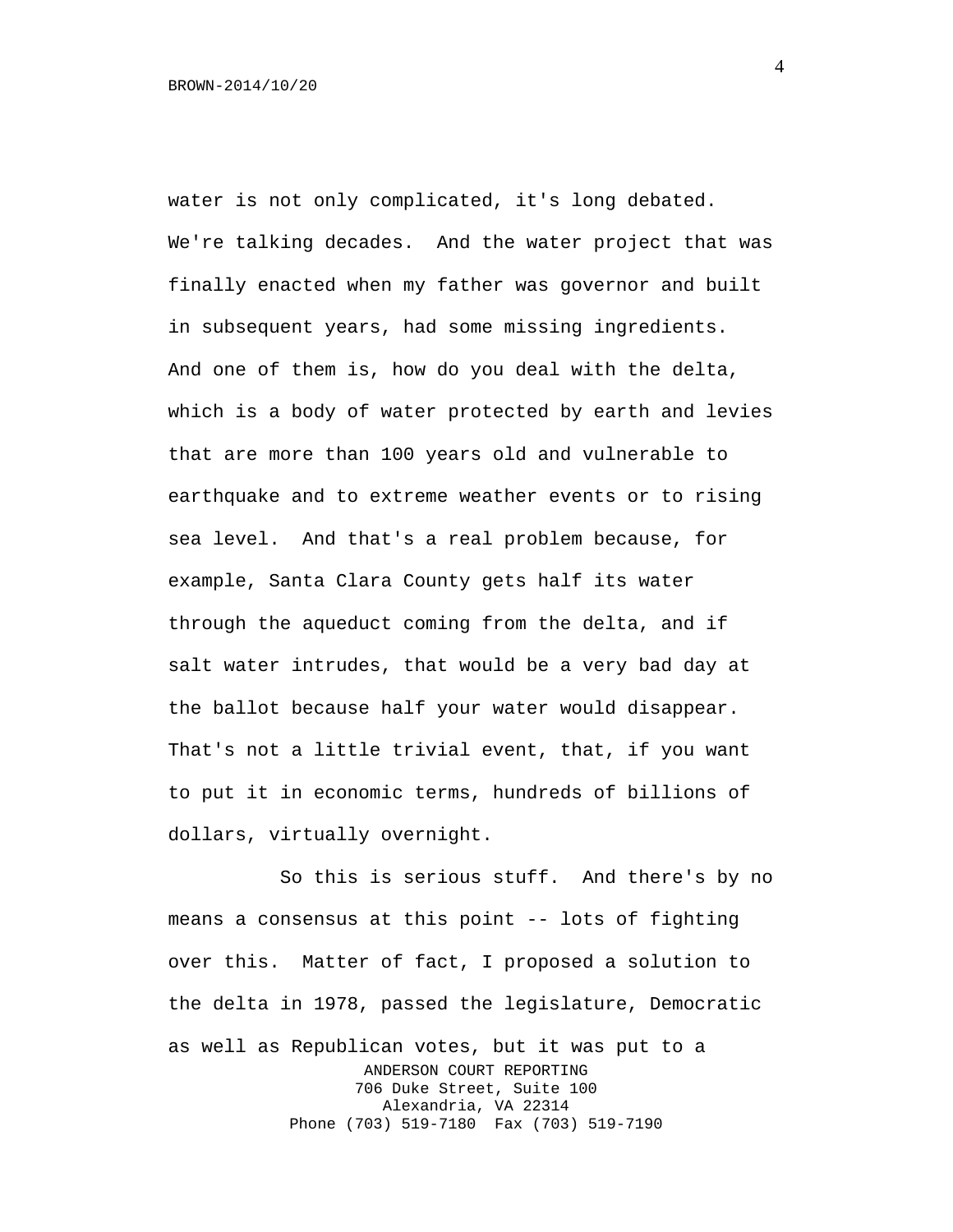water is not only complicated, it's long debated. We're talking decades. And the water project that was finally enacted when my father was governor and built in subsequent years, had some missing ingredients. And one of them is, how do you deal with the delta, which is a body of water protected by earth and levies that are more than 100 years old and vulnerable to earthquake and to extreme weather events or to rising sea level. And that's a real problem because, for example, Santa Clara County gets half its water through the aqueduct coming from the delta, and if salt water intrudes, that would be a very bad day at the ballot because half your water would disappear. That's not a little trivial event, that, if you want to put it in economic terms, hundreds of billions of dollars, virtually overnight.

So this is serious stuff. And there's by no means a consensus at this point -- lots of fighting over this. Matter of fact, I proposed a solution to the delta in 1978, passed the legislature, Democratic as well as Republican votes, but it was put to a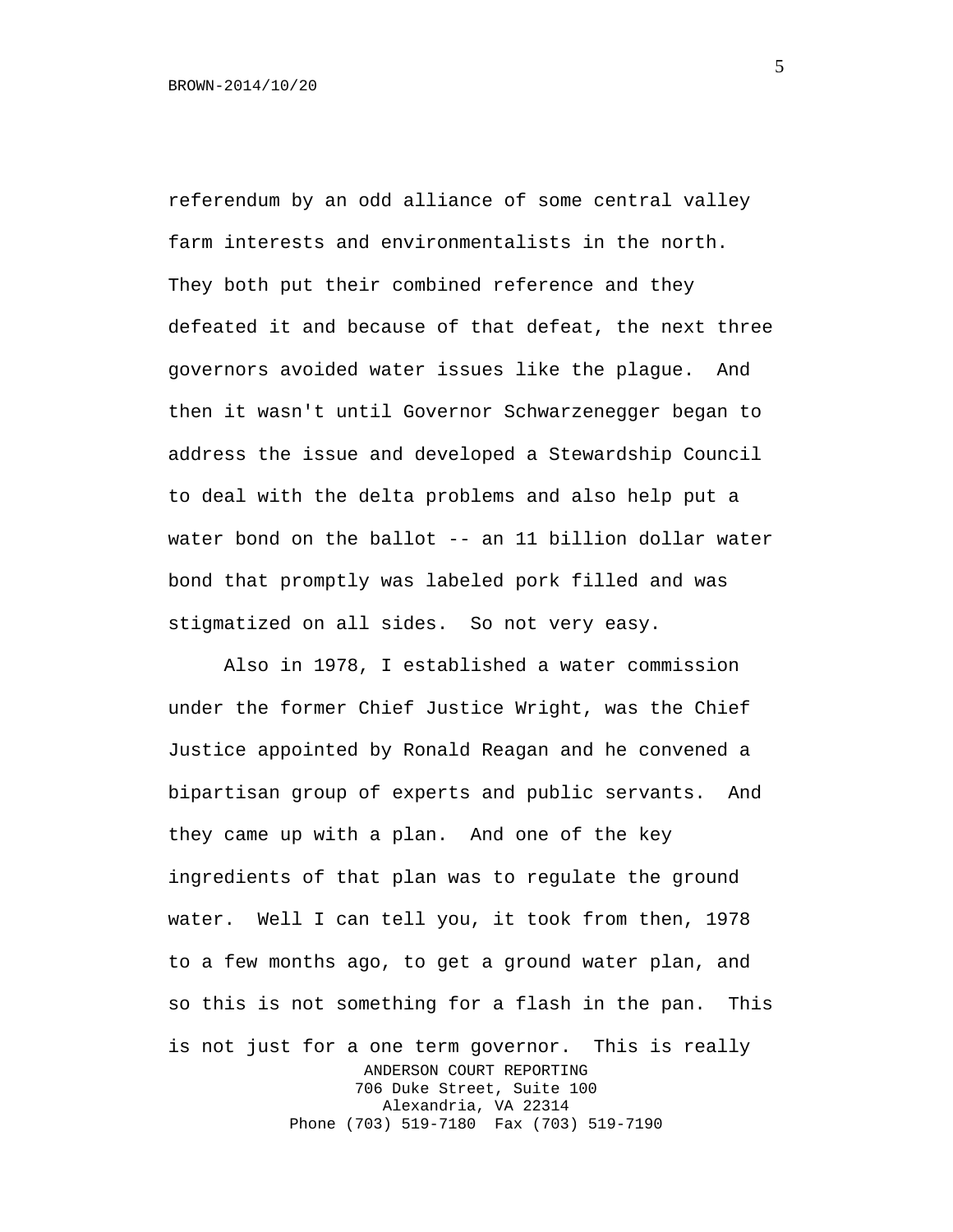referendum by an odd alliance of some central valley farm interests and environmentalists in the north. They both put their combined reference and they defeated it and because of that defeat, the next three governors avoided water issues like the plague. And then it wasn't until Governor Schwarzenegger began to address the issue and developed a Stewardship Council to deal with the delta problems and also help put a water bond on the ballot -- an 11 billion dollar water bond that promptly was labeled pork filled and was stigmatized on all sides. So not very easy.

Also in 1978, I established a water commission under the former Chief Justice Wright, was the Chief Justice appointed by Ronald Reagan and he convened a bipartisan group of experts and public servants. And they came up with a plan. And one of the key ingredients of that plan was to regulate the ground water. Well I can tell you, it took from then, 1978 to a few months ago, to get a ground water plan, and so this is not something for a flash in the pan. This is not just for a one term governor. This is really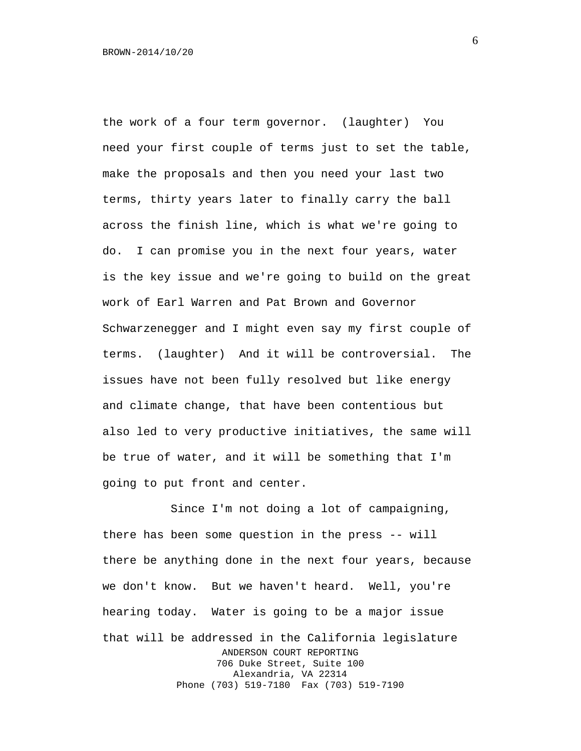the work of a four term governor. (laughter) You need your first couple of terms just to set the table, make the proposals and then you need your last two terms, thirty years later to finally carry the ball across the finish line, which is what we're going to do. I can promise you in the next four years, water is the key issue and we're going to build on the great work of Earl Warren and Pat Brown and Governor Schwarzenegger and I might even say my first couple of terms. (laughter) And it will be controversial. The issues have not been fully resolved but like energy and climate change, that have been contentious but also led to very productive initiatives, the same will be true of water, and it will be something that I'm going to put front and center.

Since I'm not doing a lot of campaigning, there has been some question in the press -- will there be anything done in the next four years, because we don't know. But we haven't heard. Well, you're hearing today. Water is going to be a major issue that will be addressed in the California legislature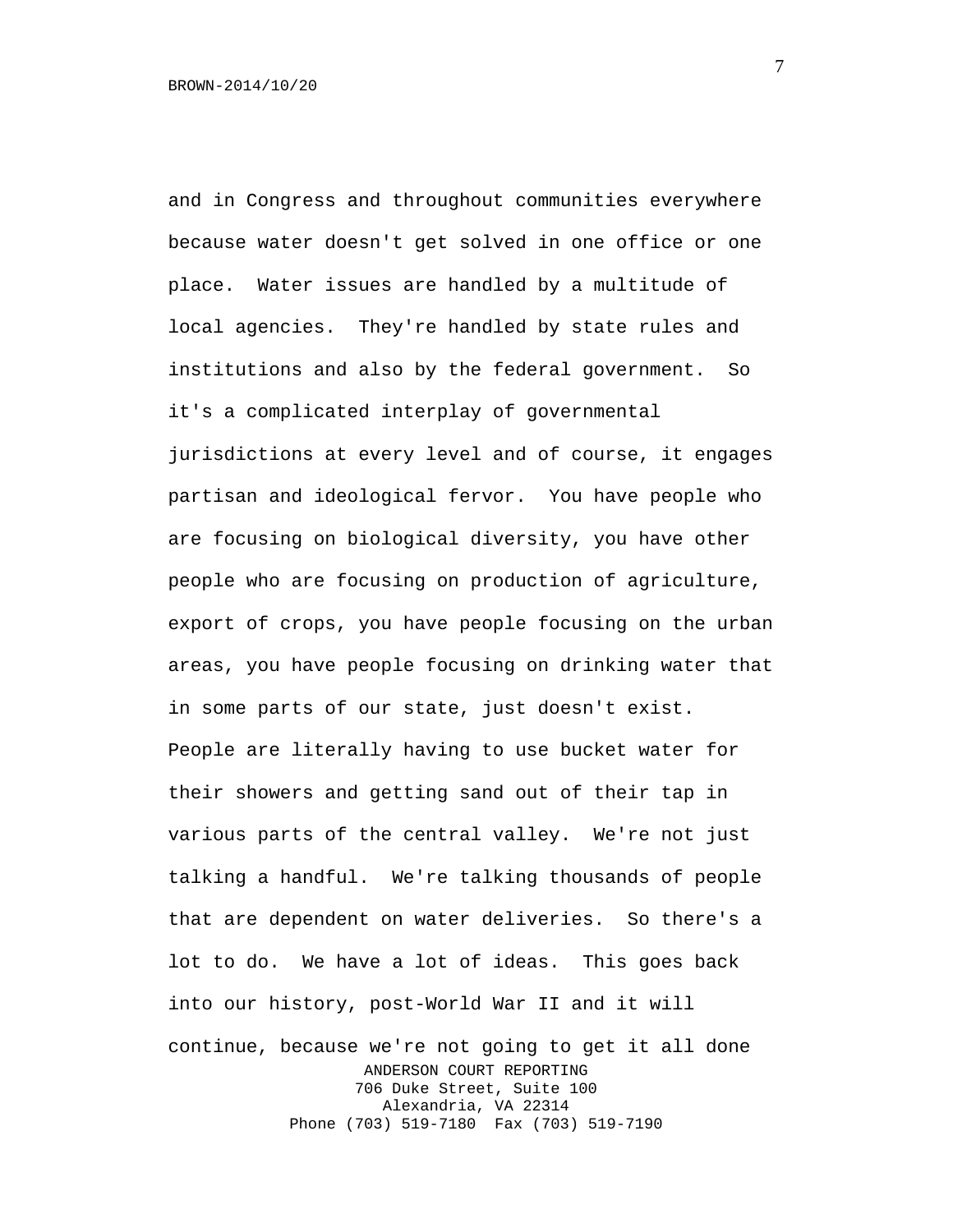and in Congress and throughout communities everywhere because water doesn't get solved in one office or one place. Water issues are handled by a multitude of local agencies. They're handled by state rules and institutions and also by the federal government. So it's a complicated interplay of governmental jurisdictions at every level and of course, it engages partisan and ideological fervor. You have people who are focusing on biological diversity, you have other people who are focusing on production of agriculture, export of crops, you have people focusing on the urban areas, you have people focusing on drinking water that in some parts of our state, just doesn't exist. People are literally having to use bucket water for their showers and getting sand out of their tap in various parts of the central valley. We're not just talking a handful. We're talking thousands of people that are dependent on water deliveries. So there's a lot to do. We have a lot of ideas. This goes back into our history, post-World War II and it will continue, because we're not going to get it all done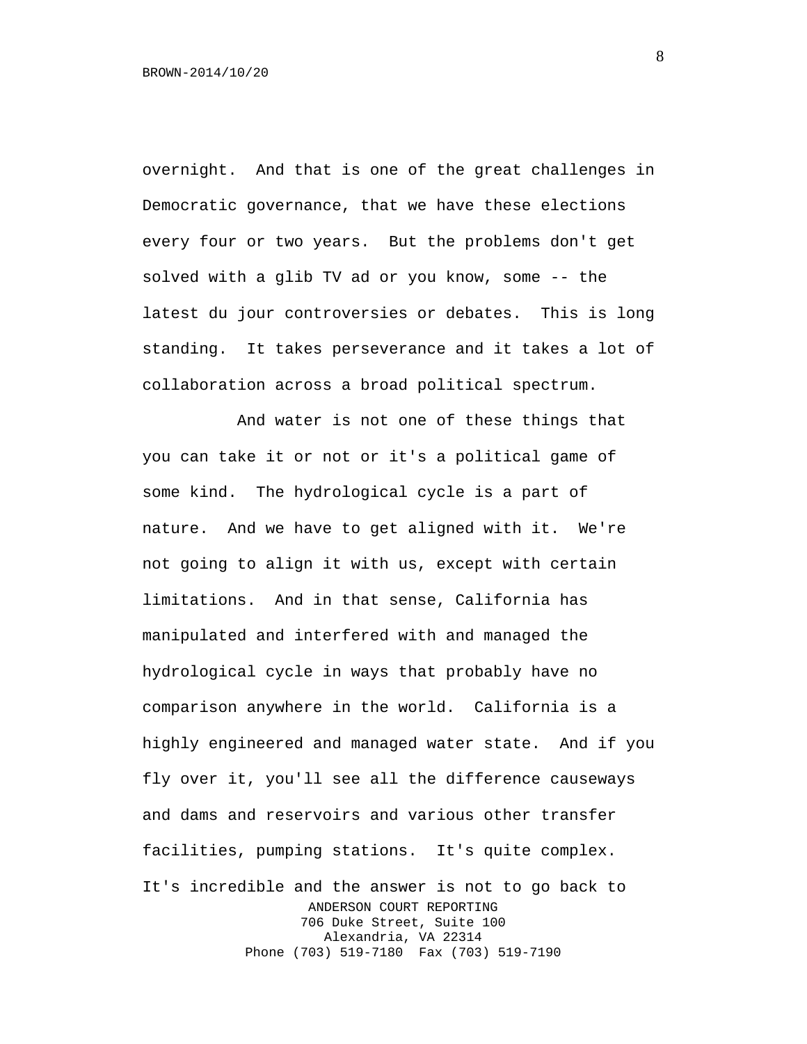overnight. And that is one of the great challenges in Democratic governance, that we have these elections every four or two years. But the problems don't get solved with a glib TV ad or you know, some -- the latest du jour controversies or debates. This is long standing. It takes perseverance and it takes a lot of collaboration across a broad political spectrum.

And water is not one of these things that you can take it or not or it's a political game of some kind. The hydrological cycle is a part of nature. And we have to get aligned with it. We're not going to align it with us, except with certain limitations. And in that sense, California has manipulated and interfered with and managed the hydrological cycle in ways that probably have no comparison anywhere in the world. California is a highly engineered and managed water state. And if you fly over it, you'll see all the difference causeways and dams and reservoirs and various other transfer facilities, pumping stations. It's quite complex. It's incredible and the answer is not to go back to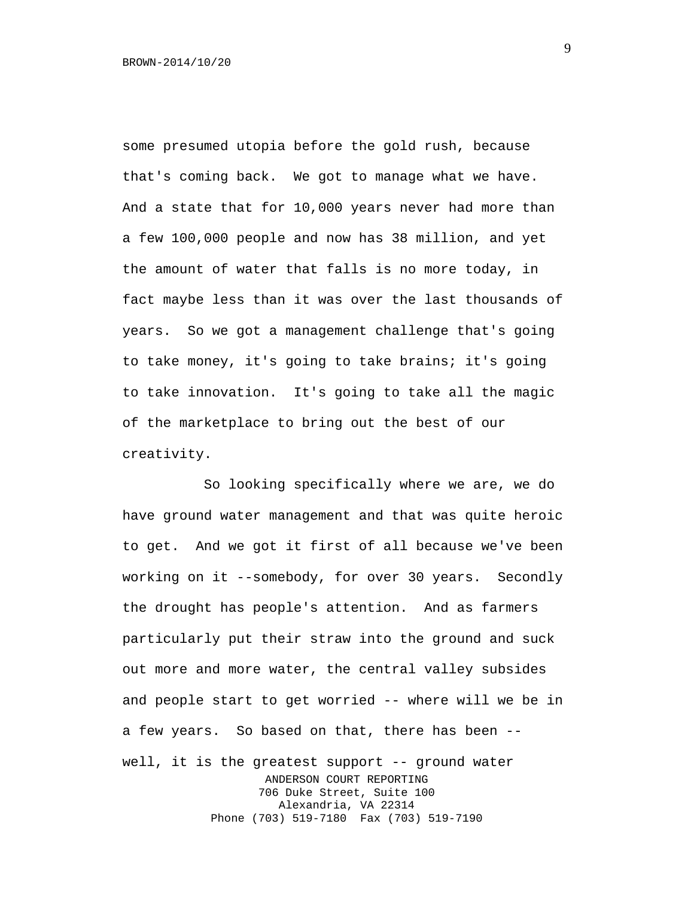some presumed utopia before the gold rush, because that's coming back. We got to manage what we have. And a state that for 10,000 years never had more than a few 100,000 people and now has 38 million, and yet the amount of water that falls is no more today, in fact maybe less than it was over the last thousands of years. So we got a management challenge that's going to take money, it's going to take brains; it's going to take innovation. It's going to take all the magic of the marketplace to bring out the best of our creativity.

So looking specifically where we are, we do have ground water management and that was quite heroic to get. And we got it first of all because we've been working on it --somebody, for over 30 years. Secondly the drought has people's attention. And as farmers particularly put their straw into the ground and suck out more and more water, the central valley subsides and people start to get worried -- where will we be in a few years. So based on that, there has been -- well, it is the greatest support -- ground water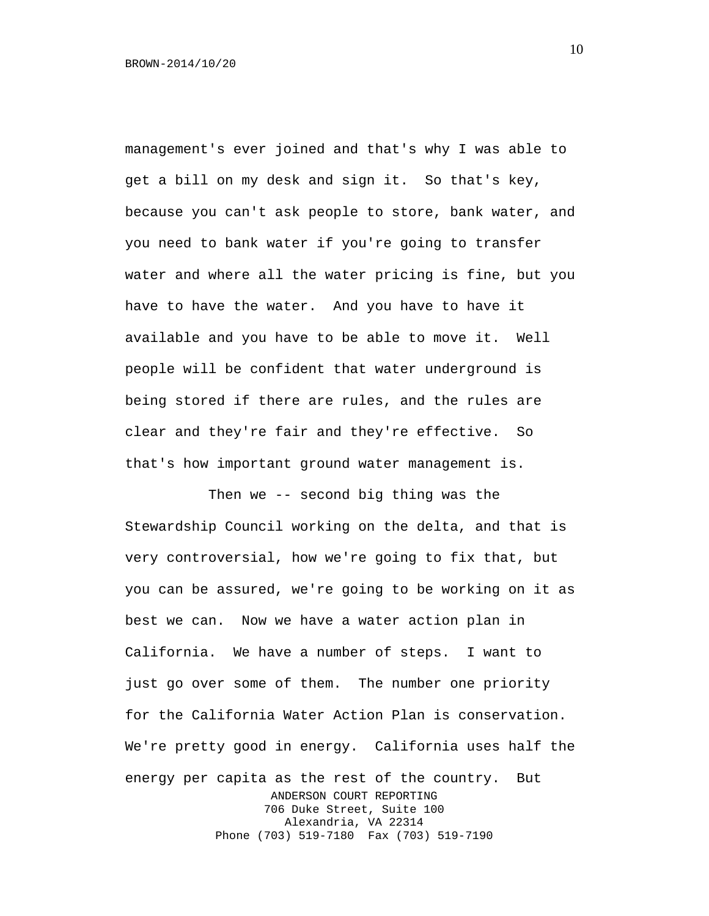management's ever joined and that's why I was able to get a bill on my desk and sign it. So that's key, because you can't ask people to store, bank water, and you need to bank water if you're going to transfer water and where all the water pricing is fine, but you have to have the water. And you have to have it available and you have to be able to move it. Well people will be confident that water underground is being stored if there are rules, and the rules are clear and they're fair and they're effective. So that's how important ground water management is.

Then we -- second big thing was the Stewardship Council working on the delta, and that is very controversial, how we're going to fix that, but you can be assured, we're going to be working on it as best we can. Now we have a water action plan in California. We have a number of steps. I want to just go over some of them. The number one priority for the California Water Action Plan is conservation. We're pretty good in energy. California uses half the energy per capita as the rest of the country. But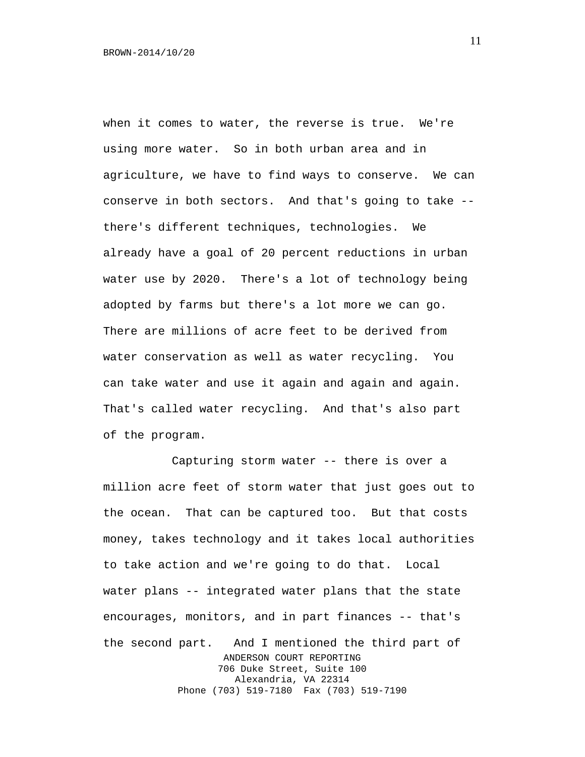when it comes to water, the reverse is true. We're using more water. So in both urban area and in agriculture, we have to find ways to conserve. We can conserve in both sectors. And that's going to take -- there's different techniques, technologies. We already have a goal of 20 percent reductions in urban water use by 2020. There's a lot of technology being adopted by farms but there's a lot more we can go. There are millions of acre feet to be derived from water conservation as well as water recycling. You can take water and use it again and again and again. That's called water recycling. And that's also part of the program.

Capturing storm water -- there is over a million acre feet of storm water that just goes out to the ocean. That can be captured too. But that costs money, takes technology and it takes local authorities to take action and we're going to do that. Local water plans -- integrated water plans that the state encourages, monitors, and in part finances -- that's the second part. And I mentioned the third part of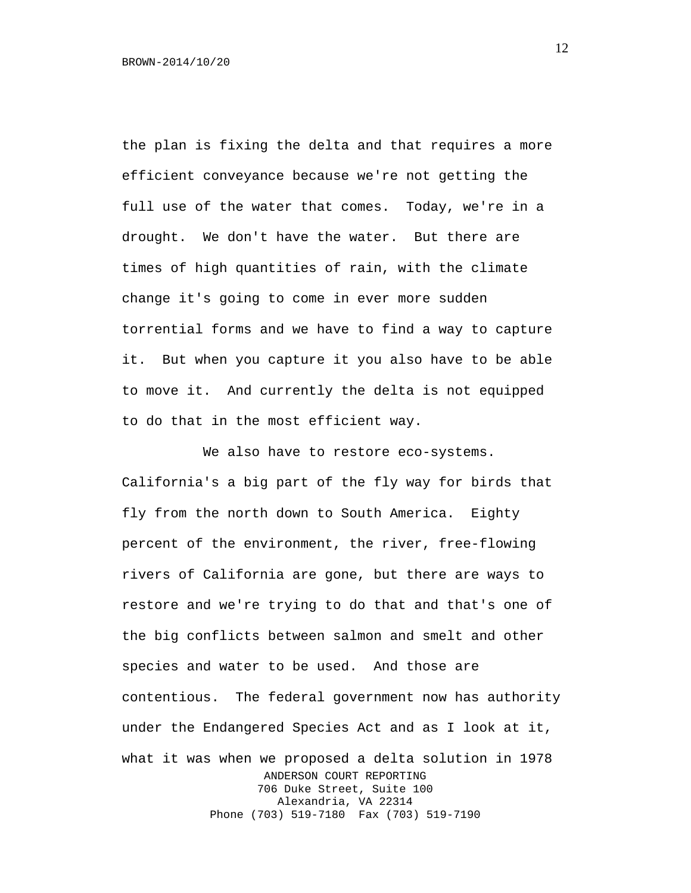the plan is fixing the delta and that requires a more efficient conveyance because we're not getting the full use of the water that comes. Today, we're in a drought. We don't have the water. But there are times of high quantities of rain, with the climate change it's going to come in ever more sudden torrential forms and we have to find a way to capture it. But when you capture it you also have to be able to move it. And currently the delta is not equipped to do that in the most efficient way.

We also have to restore eco-systems. California's a big part of the fly way for birds that fly from the north down to South America. Eighty percent of the environment, the river, free-flowing rivers of California are gone, but there are ways to restore and we're trying to do that and that's one of the big conflicts between salmon and smelt and other species and water to be used. And those are contentious. The federal government now has authority under the Endangered Species Act and as I look at it, what it was when we proposed a delta solution in 1978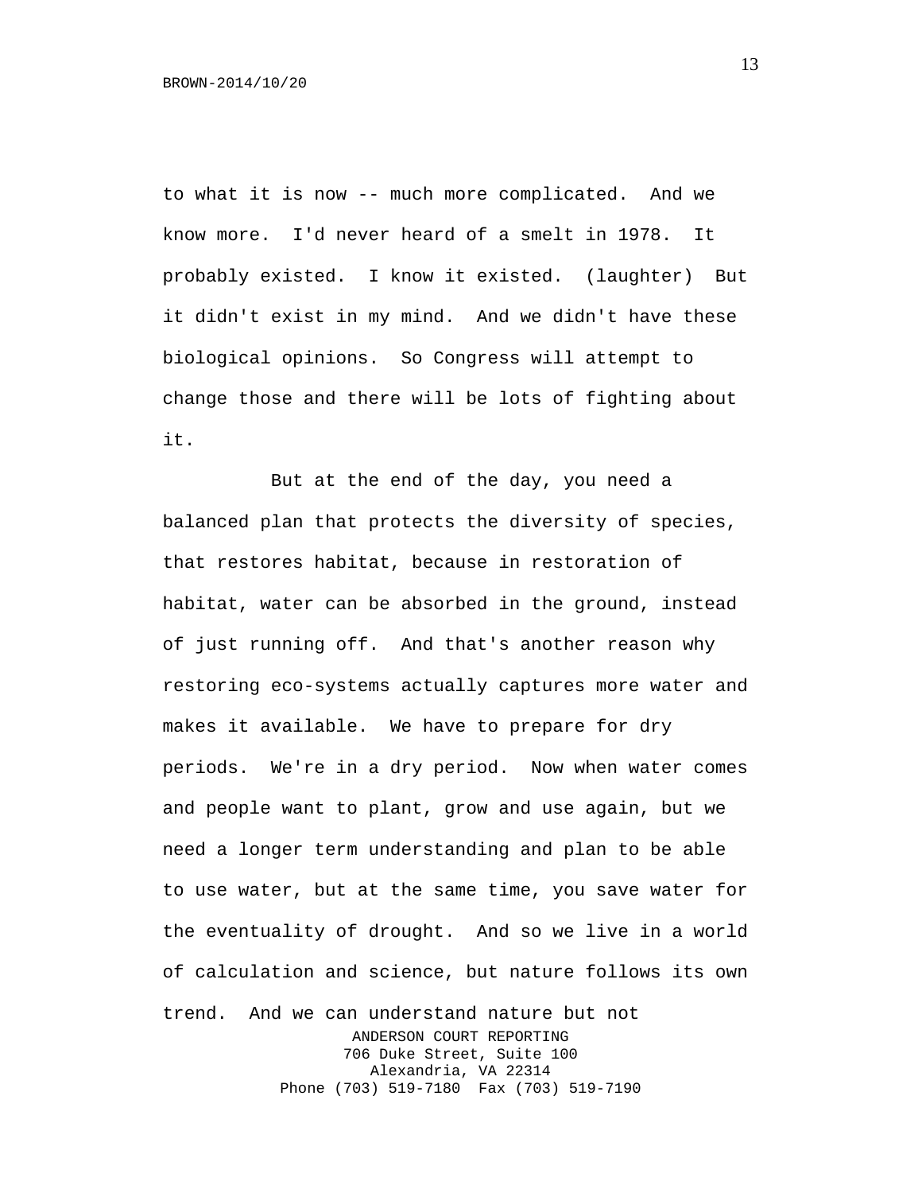to what it is now -- much more complicated. And we know more. I'd never heard of a smelt in 1978. It probably existed. I know it existed. (laughter) But it didn't exist in my mind. And we didn't have these biological opinions. So Congress will attempt to change those and there will be lots of fighting about it.

But at the end of the day, you need a balanced plan that protects the diversity of species, that restores habitat, because in restoration of habitat, water can be absorbed in the ground, instead of just running off. And that's another reason why restoring eco-systems actually captures more water and makes it available. We have to prepare for dry periods. We're in a dry period. Now when water comes and people want to plant, grow and use again, but we need a longer term understanding and plan to be able to use water, but at the same time, you save water for the eventuality of drought. And so we live in a world of calculation and science, but nature follows its own trend. And we can understand nature but not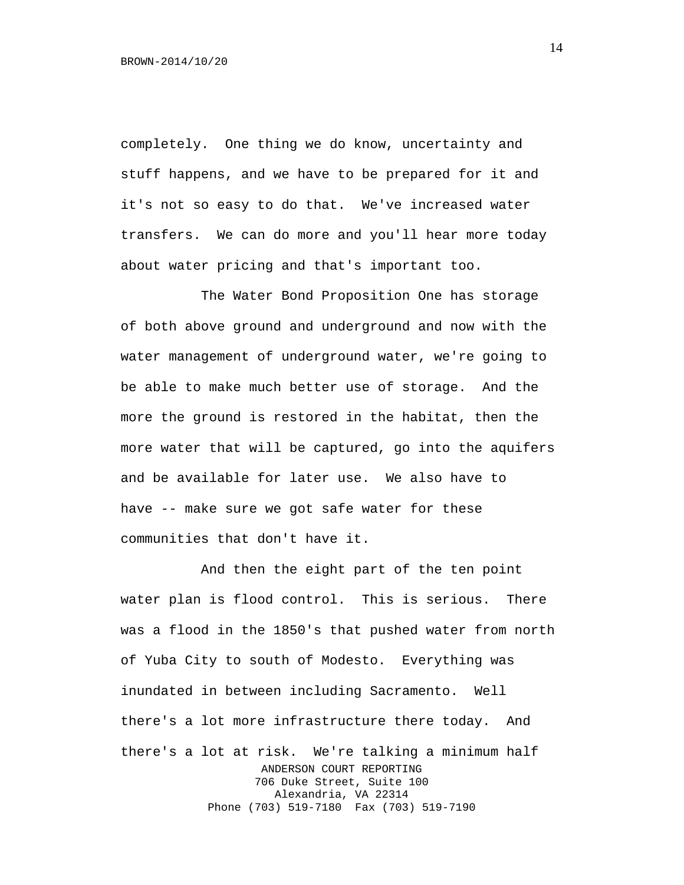completely. One thing we do know, uncertainty and stuff happens, and we have to be prepared for it and it's not so easy to do that. We've increased water transfers. We can do more and you'll hear more today about water pricing and that's important too.

The Water Bond Proposition One has storage of both above ground and underground and now with the water management of underground water, we're going to be able to make much better use of storage. And the more the ground is restored in the habitat, then the more water that will be captured, go into the aquifers and be available for later use. We also have to have -- make sure we got safe water for these communities that don't have it.

And then the eight part of the ten point water plan is flood control. This is serious. There was a flood in the 1850's that pushed water from north of Yuba City to south of Modesto. Everything was inundated in between including Sacramento. Well there's a lot more infrastructure there today. And there's a lot at risk. We're talking a minimum half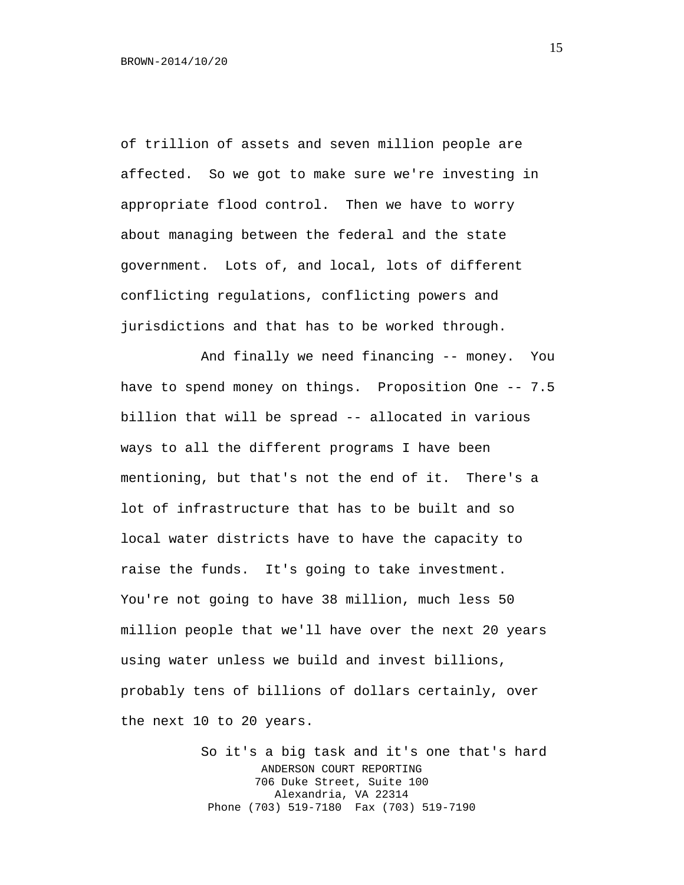of trillion of assets and seven million people are affected. So we got to make sure we're investing in appropriate flood control. Then we have to worry about managing between the federal and the state government. Lots of, and local, lots of different conflicting regulations, conflicting powers and jurisdictions and that has to be worked through.

And finally we need financing -- money. You have to spend money on things. Proposition One -- 7.5 billion that will be spread -- allocated in various ways to all the different programs I have been mentioning, but that's not the end of it. There's a lot of infrastructure that has to be built and so local water districts have to have the capacity to raise the funds. It's going to take investment. You're not going to have 38 million, much less 50 million people that we'll have over the next 20 years using water unless we build and invest billions, probably tens of billions of dollars certainly, over the next 10 to 20 years.

So it's a big task and it's one that's hard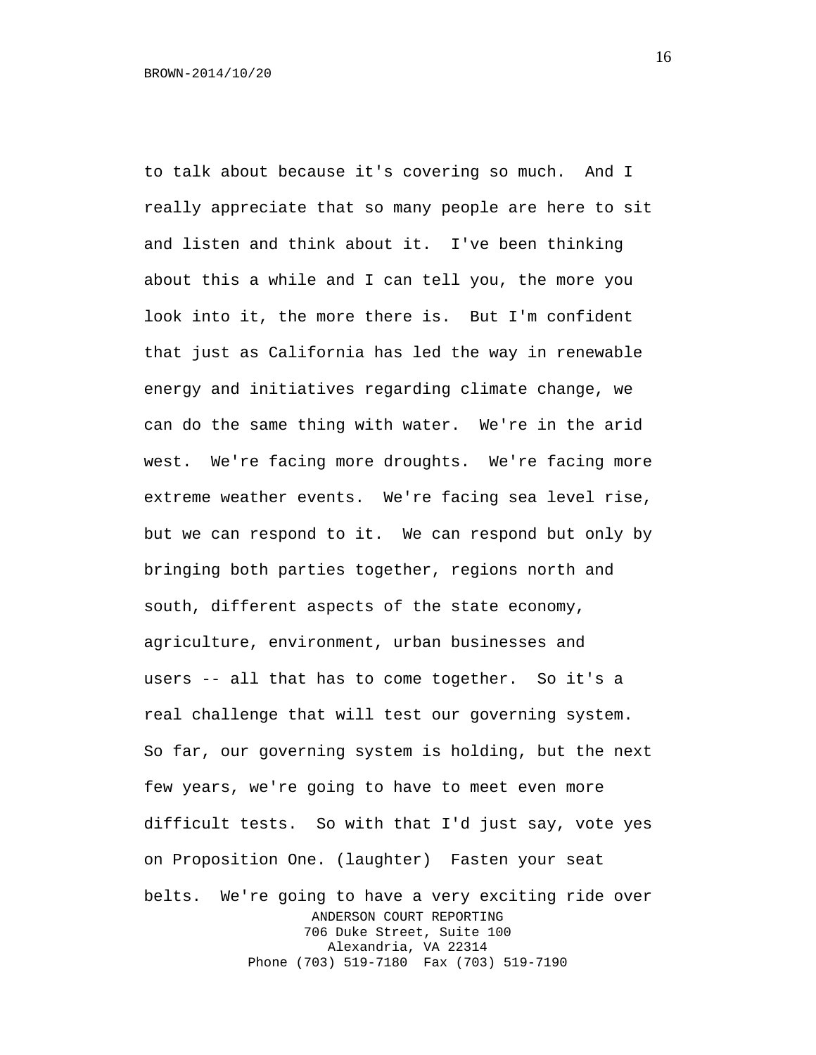to talk about because it's covering so much. And I really appreciate that so many people are here to sit and listen and think about it. I've been thinking about this a while and I can tell you, the more you look into it, the more there is. But I'm confident that just as California has led the way in renewable energy and initiatives regarding climate change, we can do the same thing with water. We're in the arid west. We're facing more droughts. We're facing more extreme weather events. We're facing sea level rise, but we can respond to it. We can respond but only by bringing both parties together, regions north and south, different aspects of the state economy, agriculture, environment, urban businesses and users -- all that has to come together. So it's a real challenge that will test our governing system. So far, our governing system is holding, but the next few years, we're going to have to meet even more difficult tests. So with that I'd just say, vote yes on Proposition One. (laughter) Fasten your seat belts. We're going to have a very exciting ride over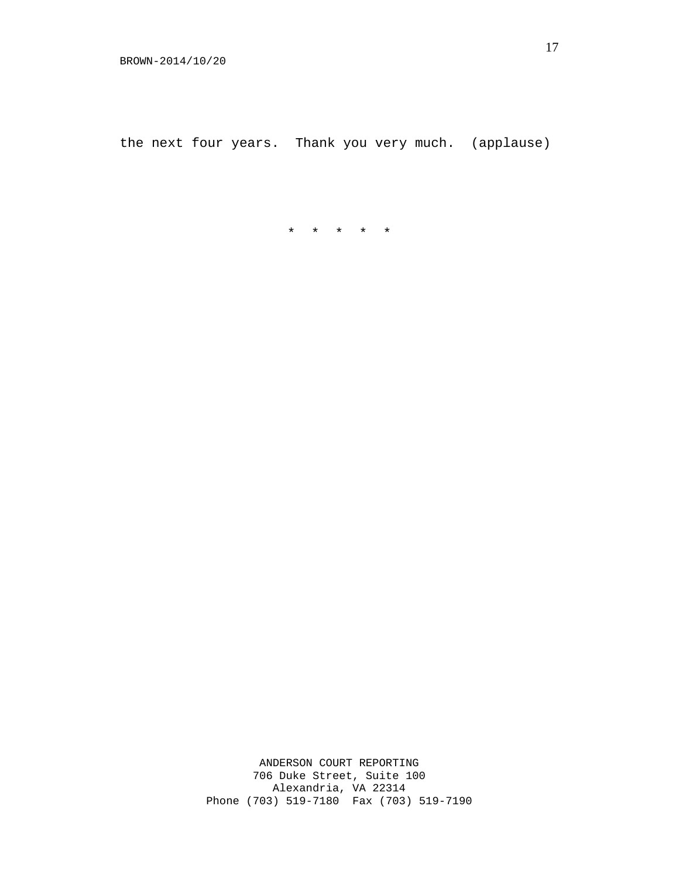the next four years. Thank you very much. (applause)

* * * * *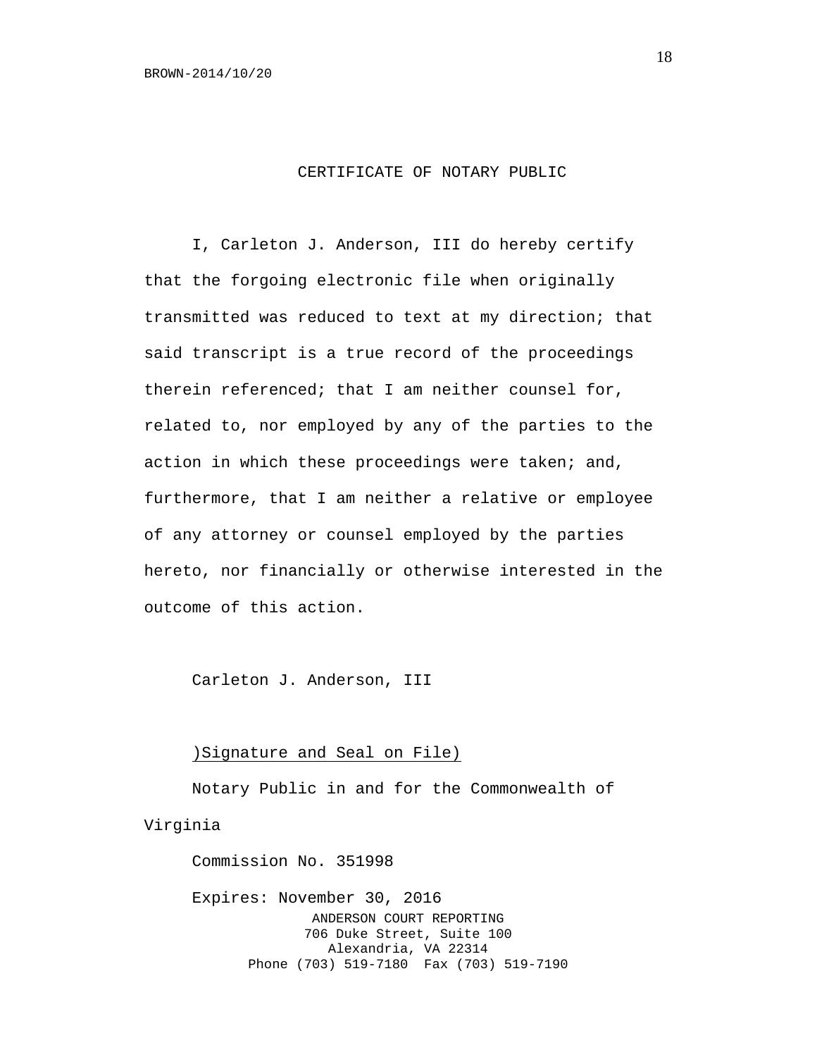# CERTIFICATE OF NOTARY PUBLIC

I, Carleton J. Anderson, III do hereby certify that the forgoing electronic file when originally transmitted was reduced to text at my direction; that said transcript is a true record of the proceedings therein referenced; that I am neither counsel for, related to, nor employed by any of the parties to the action in which these proceedings were taken; and, furthermore, that I am neither a relative or employee of any attorney or counsel employed by the parties hereto, nor financially or otherwise interested in the outcome of this action.

Carleton J. Anderson, III

)Signature and Seal on File)

Notary Public in and for the Commonwealth of Virginia

Commission No. 351998

Expires: November 30, 2016

ANDERSON COURT REPORTING
706 Duke Street, Suite 100
Alexandria, VA 22314
Phone (703) 519-7180 Fax (703) 519-7190